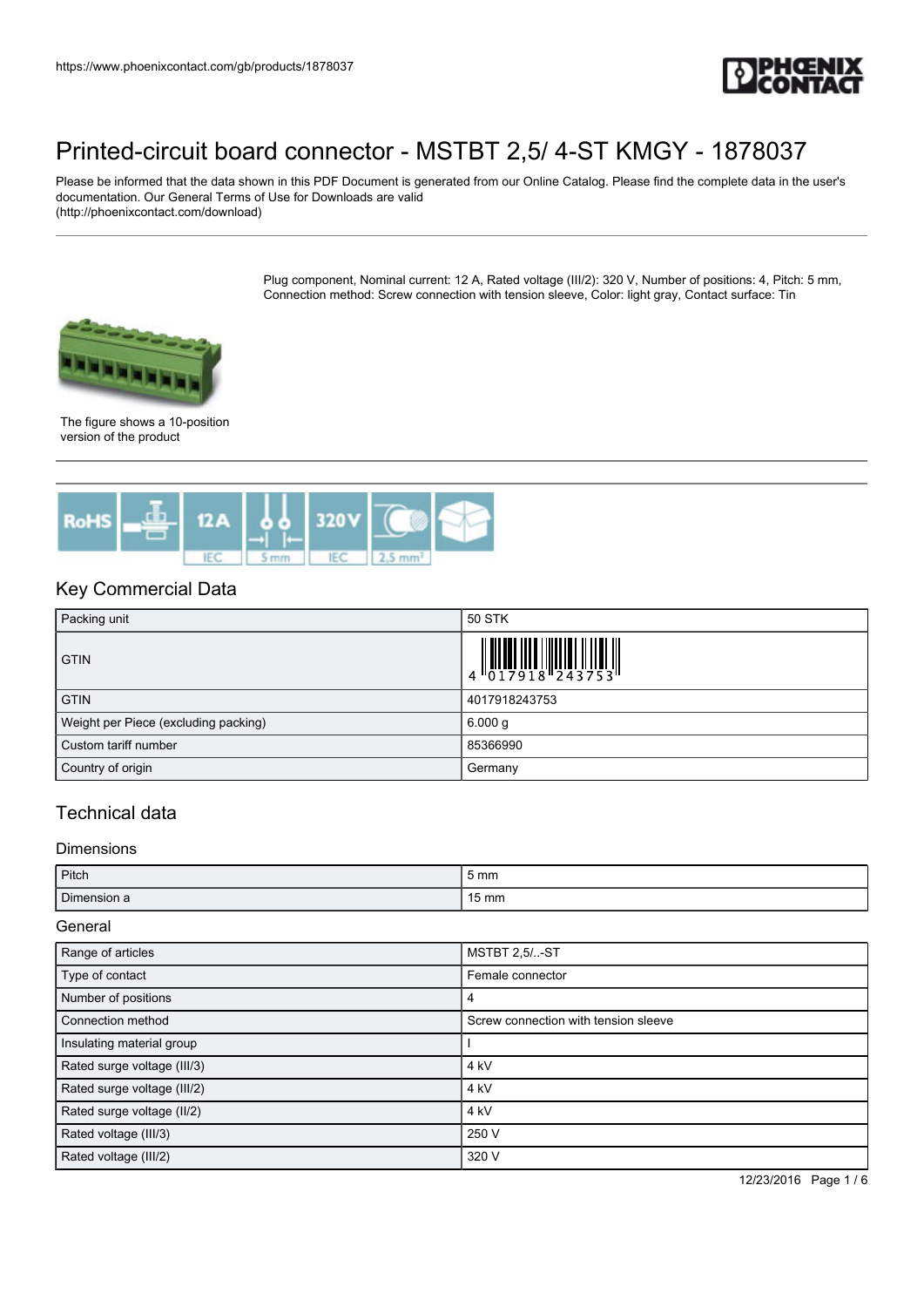https://www.phoenixcontact.com/gb/products/1878037

# Printed-circuit board connector - MSTBT 2,5/ 4-ST KMGY - 1878037

Please be informed that the data shown in this PDF Document is generated from our Online Catalog. Please find the complete data in the user's documentation. Our General Terms of Use for Downloads are valid (http://phoenixcontact.com/download)

Plug component, Nominal current: 12 A, Rated voltage (III/2): 320 V, Number of positions: 4, Pitch: 5 mm, Connection method: Screw connection with tension sleeve, Color: light gray, Contact surface: Tin

The figure shows a 10-position version of the product

## Key Commercial Data

| | |
|---|---|
| Packing unit | 50 STK |
| GTIN | 4 017918 243753 |
| GTIN | 4017918243753 |
| Weight per Piece (excluding packing) | 6.000 g |
| Custom tariff number | 85366990 |
| Country of origin | Germany |

## Technical data

### Dimensions

| | |
|---|---|
| Pitch | 5 mm |
| Dimension a | 15 mm |

### General

| | |
|---|---|
| Range of articles | MSTBT 2,5/..-ST |
| Type of contact | Female connector |
| Number of positions | 4 |
| Connection method | Screw connection with tension sleeve |
| Insulating material group | I |
| Rated surge voltage (III/3) | 4 kV |
| Rated surge voltage (III/2) | 4 kV |
| Rated surge voltage (II/2) | 4 kV |
| Rated voltage (III/3) | 250 V |
| Rated voltage (III/2) | 320 V |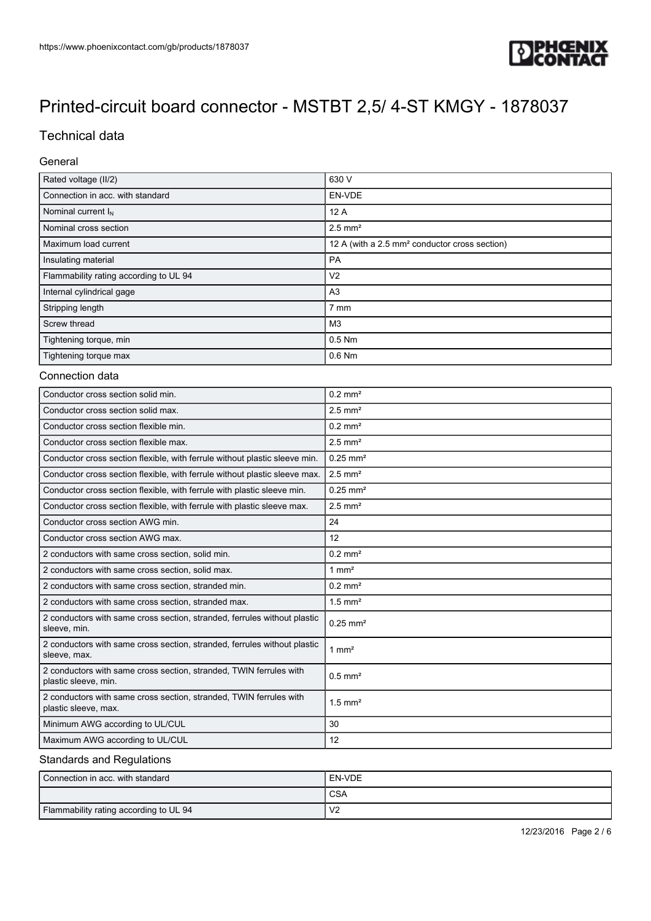# Printed-circuit board connector - MSTBT 2,5/ 4-ST KMGY - 1878037

## Technical data

### General

| | |
|---|---|
| Rated voltage (II/2) | 630 V |
| Connection in acc. with standard | EN-VDE |
| Nominal current $I_N$ | 12 A |
| Nominal cross section | 2.5 mm² |
| Maximum load current | 12 A (with a 2.5 mm² conductor cross section) |
| Insulating material | PA |
| Flammability rating according to UL 94 | V2 |
| Internal cylindrical gage | A3 |
| Stripping length | 7 mm |
| Screw thread | M3 |
| Tightening torque, min | 0.5 Nm |
| Tightening torque max | 0.6 Nm |

### Connection data

| | |
|---|---|
| Conductor cross section solid min. | 0.2 mm² |
| Conductor cross section solid max. | 2.5 mm² |
| Conductor cross section flexible min. | 0.2 mm² |
| Conductor cross section flexible max. | 2.5 mm² |
| Conductor cross section flexible, with ferrule without plastic sleeve min. | 0.25 mm² |
| Conductor cross section flexible, with ferrule without plastic sleeve max. | 2.5 mm² |
| Conductor cross section flexible, with ferrule with plastic sleeve min. | 0.25 mm² |
| Conductor cross section flexible, with ferrule with plastic sleeve max. | 2.5 mm² |
| Conductor cross section AWG min. | 24 |
| Conductor cross section AWG max. | 12 |
| 2 conductors with same cross section, solid min. | 0.2 mm² |
| 2 conductors with same cross section, solid max. | 1 mm² |
| 2 conductors with same cross section, stranded min. | 0.2 mm² |
| 2 conductors with same cross section, stranded max. | 1.5 mm² |
| 2 conductors with same cross section, stranded, ferrules without plastic sleeve, min. | 0.25 mm² |
| 2 conductors with same cross section, stranded, ferrules without plastic sleeve, max. | 1 mm² |
| 2 conductors with same cross section, stranded, TWIN ferrules with plastic sleeve, min. | 0.5 mm² |
| 2 conductors with same cross section, stranded, TWIN ferrules with plastic sleeve, max. | 1.5 mm² |
| Minimum AWG according to UL/CUL | 30 |
| Maximum AWG according to UL/CUL | 12 |

### Standards and Regulations

| | |
|---|---|
| Connection in acc. with standard | EN-VDE |
| | CSA |
| Flammability rating according to UL 94 | V2 |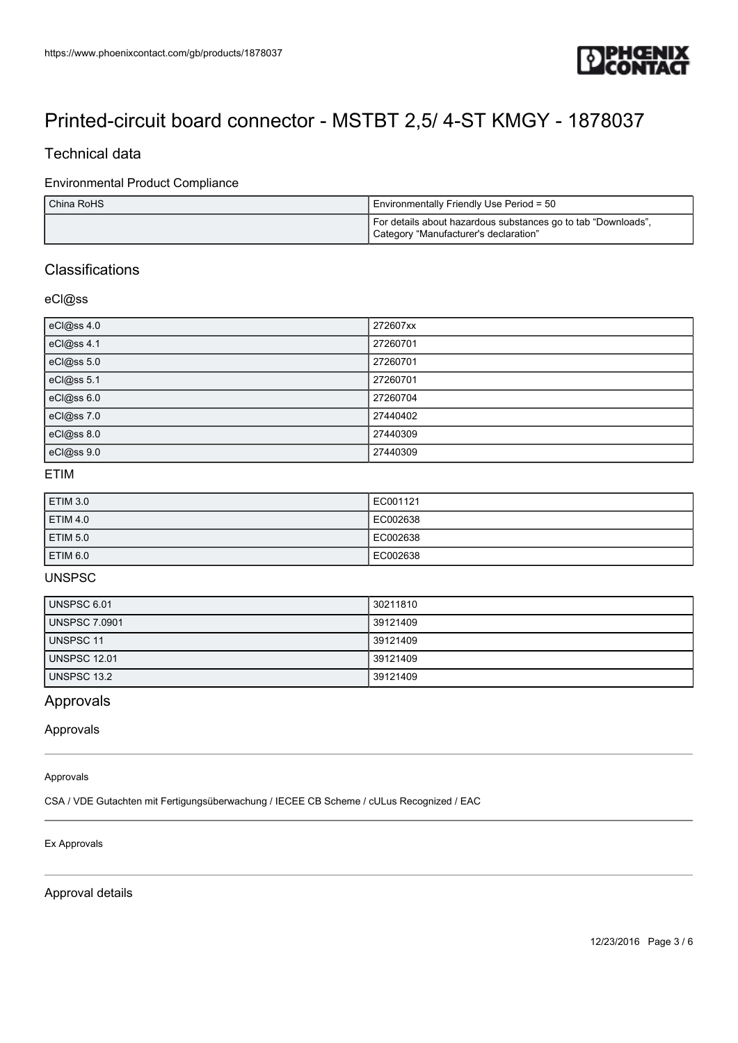# Printed-circuit board connector - MSTBT 2,5/ 4-ST KMGY - 1878037

## Technical data

### Environmental Product Compliance

| | |
|---|---|
| China RoHS | Environmentally Friendly Use Period = 50 |
| | For details about hazardous substances go to tab “Downloads”, Category “Manufacturer's declaration” |

## Classifications

### eCl@ss

| | |
|---|---|
| eCl@ss 4.0 | 272607xx |
| eCl@ss 4.1 | 27260701 |
| eCl@ss 5.0 | 27260701 |
| eCl@ss 5.1 | 27260701 |
| eCl@ss 6.0 | 27260704 |
| eCl@ss 7.0 | 27440402 |
| eCl@ss 8.0 | 27440309 |
| eCl@ss 9.0 | 27440309 |

### ETIM

| | |
|---|---|
| ETIM 3.0 | EC001121 |
| ETIM 4.0 | EC002638 |
| ETIM 5.0 | EC002638 |
| ETIM 6.0 | EC002638 |

### UNSPSC

| | |
|---|---|
| UNSPSC 6.01 | 30211810 |
| UNSPSC 7.0901 | 39121409 |
| UNSPSC 11 | 39121409 |
| UNSPSC 12.01 | 39121409 |
| UNSPSC 13.2 | 39121409 |

## Approvals

### Approvals

Approvals

CSA / VDE Gutachten mit Fertigungsüberwachung / IECEE CB Scheme / cULus Recognized / EAC

Ex Approvals

### Approval details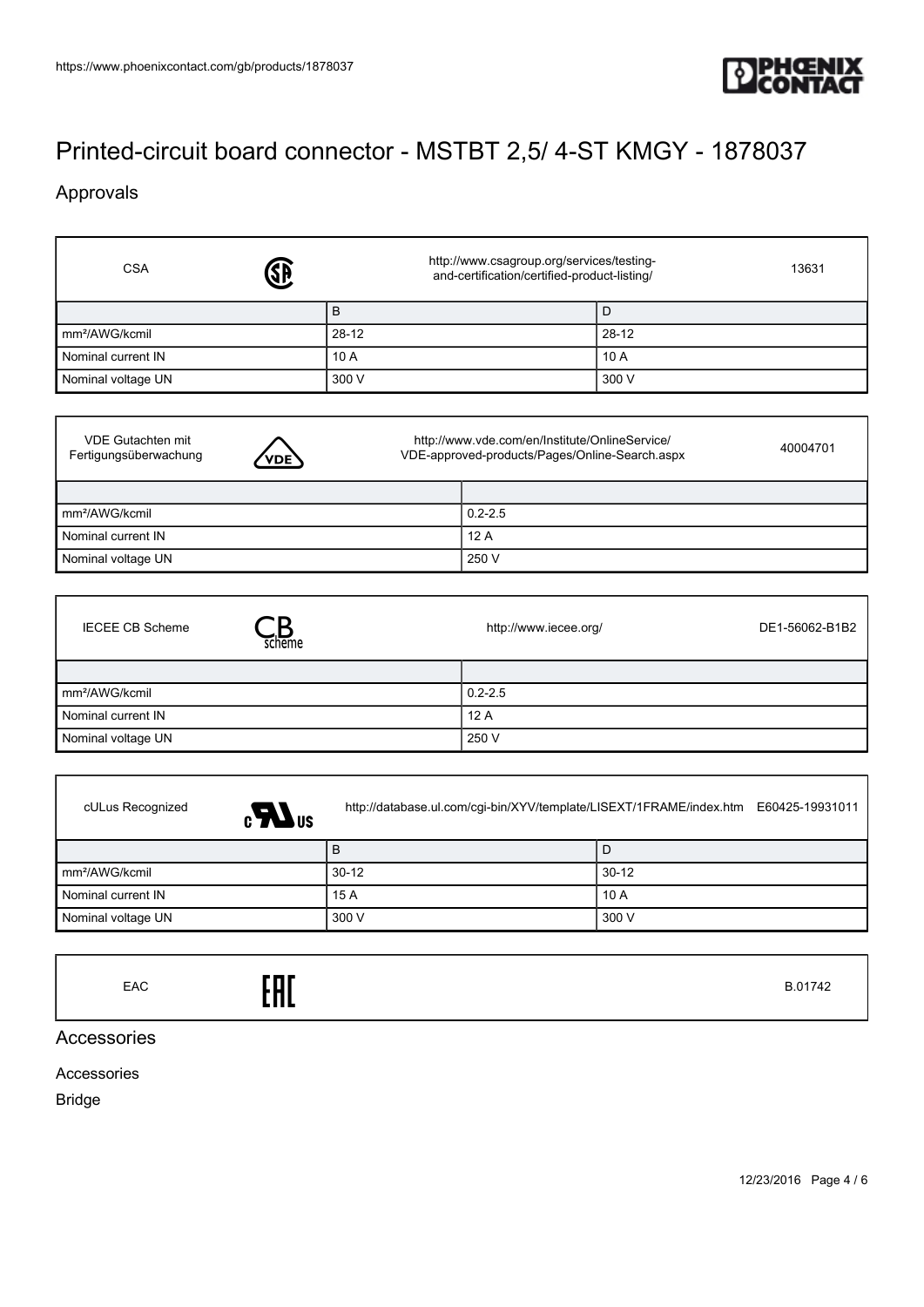# Printed-circuit board connector - MSTBT 2,5/ 4-ST KMGY - 1878037

## Approvals

| CSA | http://www.csagroup.org/services/testing-and-certification/certified-product-listing/ | 13631 |
|---|---|---|
| | B | D |
| mm²/AWG/kcmil | 28-12 | 28-12 |
| Nominal current IN | 10 A | 10 A |
| Nominal voltage UN | 300 V | 300 V |

| VDE Gutachten mit Fertigungsüberwachung | http://www.vde.com/en/Institute/OnlineService/VDE-approved-products/Pages/Online-Search.aspx | 40004701 |
|---|---|---|
| | | |
| mm²/AWG/kcmil | 0.2-2.5 | |
| Nominal current IN | 12 A | |
| Nominal voltage UN | 250 V | |

| IECEE CB Scheme | http://www.iecee.org/ | DE1-56062-B1B2 |
|---|---|---|
| | | |
| mm²/AWG/kcmil | 0.2-2.5 | |
| Nominal current IN | 12 A | |
| Nominal voltage UN | 250 V | |

| cULus Recognized | http://database.ul.com/cgi-bin/XYV/template/LISEXT/1FRAME/index.htm | E60425-19931011 |
|---|---|---|
| | B | D |
| mm²/AWG/kcmil | 30-12 | 30-12 |
| Nominal current IN | 15 A | 10 A |
| Nominal voltage UN | 300 V | 300 V |

| EAC | B.01742 |
|---|---|

## Accessories

Accessories

Bridge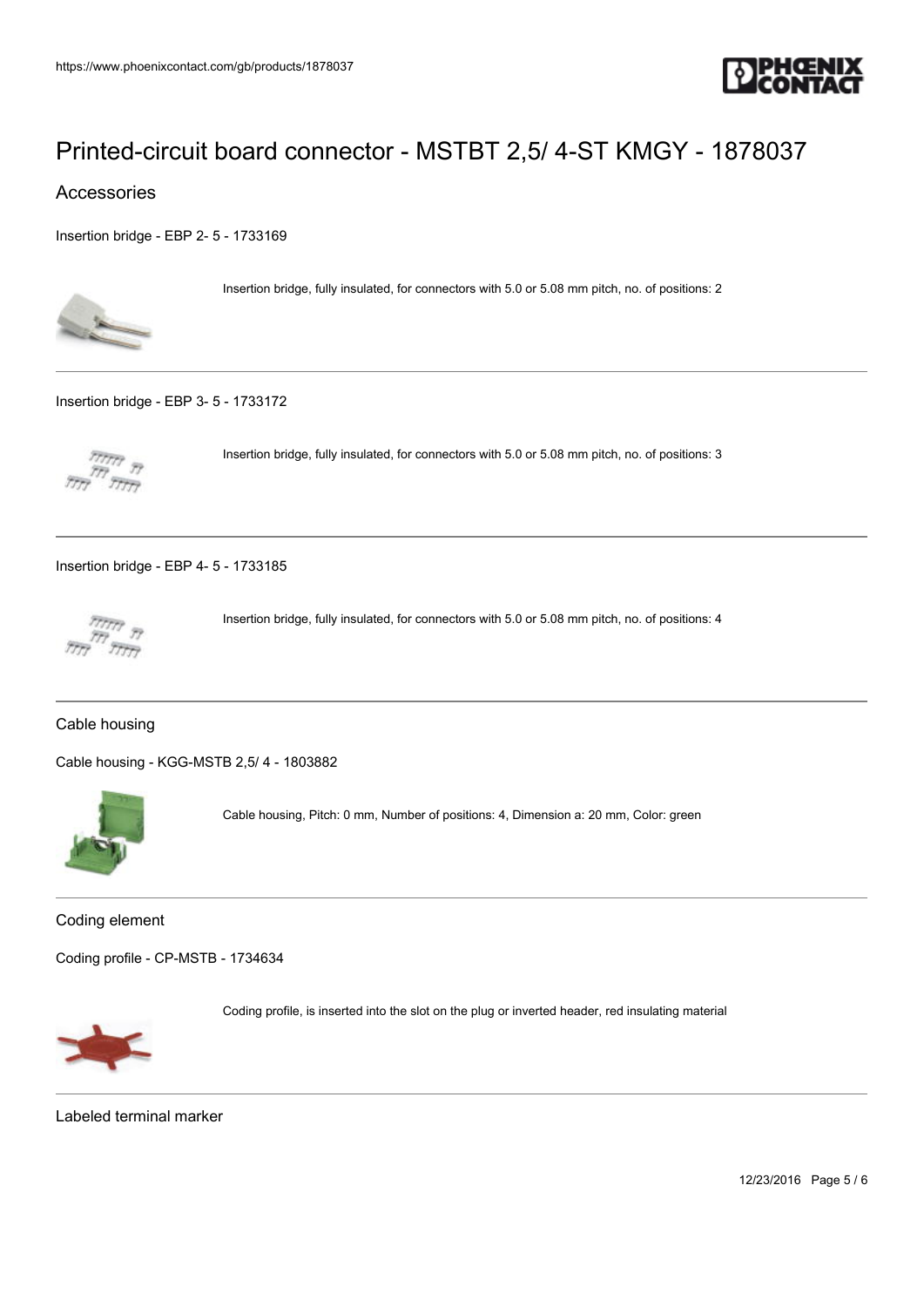# Printed-circuit board connector - MSTBT 2,5/ 4-ST KMGY - 1878037

## Accessories

Insertion bridge - EBP 2- 5 - 1733169

Insertion bridge, fully insulated, for connectors with 5.0 or 5.08 mm pitch, no. of positions: 2

---

Insertion bridge - EBP 3- 5 - 1733172

Insertion bridge, fully insulated, for connectors with 5.0 or 5.08 mm pitch, no. of positions: 3

---

Insertion bridge - EBP 4- 5 - 1733185

Insertion bridge, fully insulated, for connectors with 5.0 or 5.08 mm pitch, no. of positions: 4

---

### Cable housing

Cable housing - KGG-MSTB 2,5/ 4 - 1803882

Cable housing, Pitch: 0 mm, Number of positions: 4, Dimension a: 20 mm, Color: green

---

### Coding element

Coding profile - CP-MSTB - 1734634

Coding profile, is inserted into the slot on the plug or inverted header, red insulating material

---

### Labeled terminal marker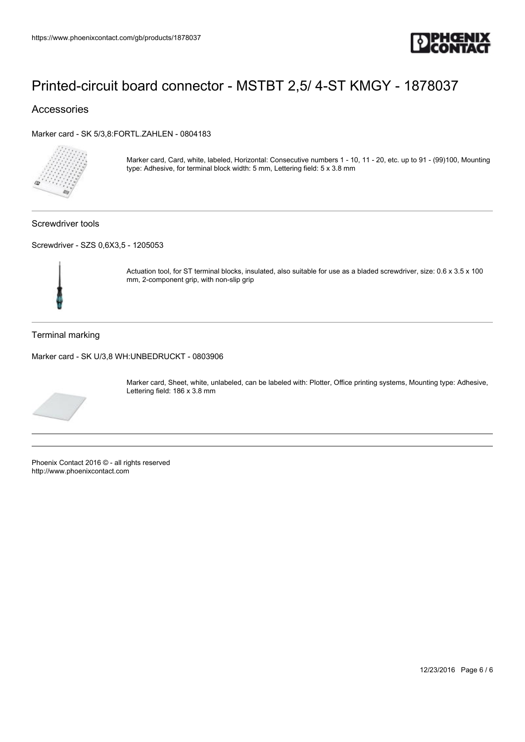# Printed-circuit board connector - MSTBT 2,5/ 4-ST KMGY - 1878037

## Accessories

Marker card - SK 5/3,8:FORTL.ZAHLEN - 0804183

Marker card, Card, white, labeled, Horizontal: Consecutive numbers 1 - 10, 11 - 20, etc. up to 91 - (99)100, Mounting type: Adhesive, for terminal block width: 5 mm, Lettering field: 5 x 3.8 mm

### Screwdriver tools

Screwdriver - SZS 0,6X3,5 - 1205053

Actuation tool, for ST terminal blocks, insulated, also suitable for use as a bladed screwdriver, size: 0.6 x 3.5 x 100 mm, 2-component grip, with non-slip grip

### Terminal marking

Marker card - SK U/3,8 WH:UNBEDRUCKT - 0803906

Marker card, Sheet, white, unlabeled, can be labeled with: Plotter, Office printing systems, Mounting type: Adhesive, Lettering field: 186 x 3.8 mm

Phoenix Contact 2016 © - all rights reserved
http://www.phoenixcontact.com